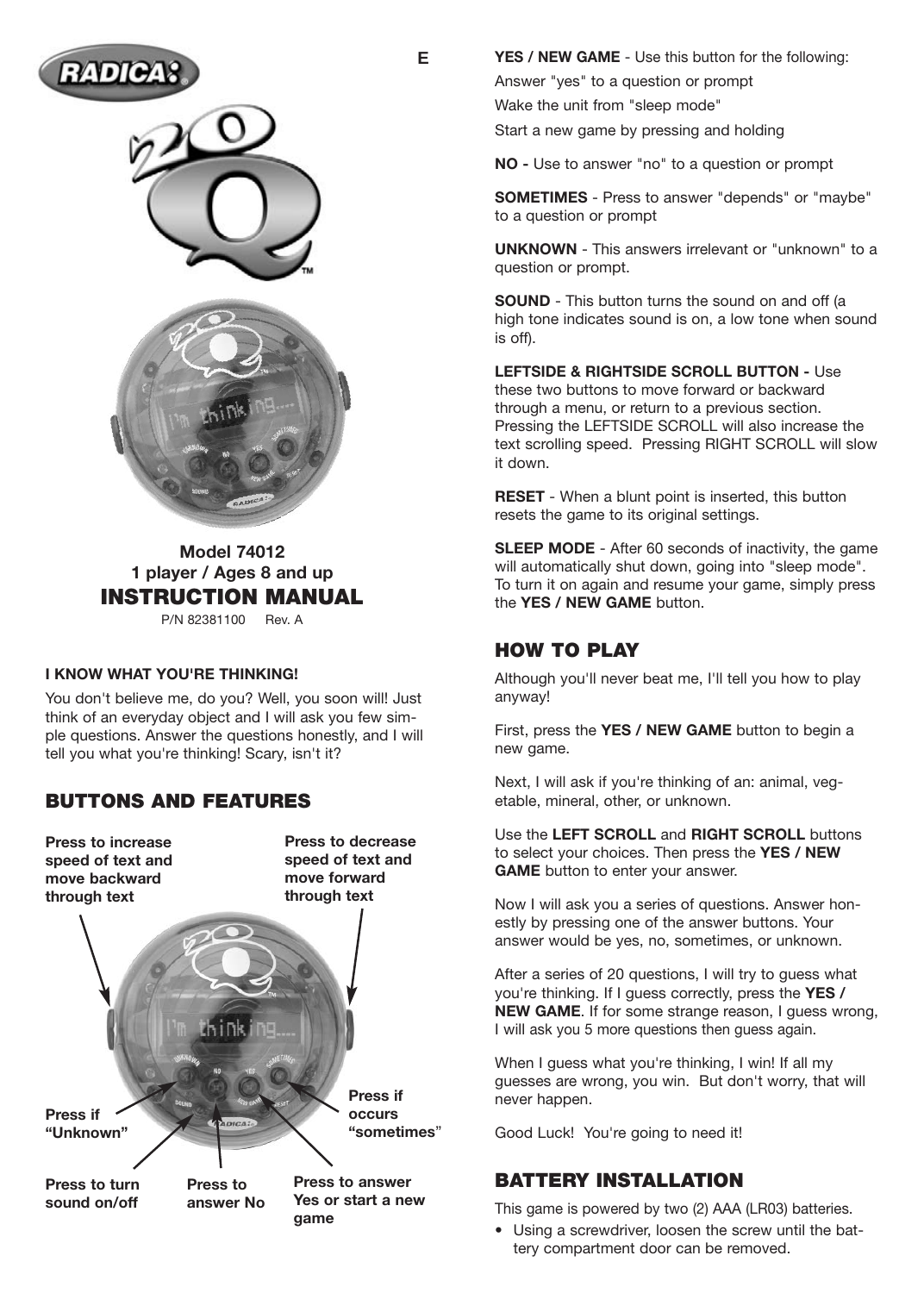E

**Model 74012**
**1 player / Ages 8 and up**

# INSTRUCTION MANUAL

P/N 82381100 Rev. A

**I KNOW WHAT YOU'RE THINKING!**

You don't believe me, do you? Well, you soon will! Just think of an everyday object and I will ask you few simple questions. Answer the questions honestly, and I will tell you what you're thinking! Scary, isn't it?

## BUTTONS AND FEATURES

**Press to increase speed of text and move backward through text**

**Press to decrease speed of text and move forward through text**

**Press if "Unknown"**

**Press if occurs "sometimes"**

**Press to turn sound on/off**

**Press to answer No**

**Press to answer Yes or start a new game**

**YES / NEW GAME** - Use this button for the following:

Answer "yes" to a question or prompt

Wake the unit from "sleep mode"

Start a new game by pressing and holding

**NO -** Use to answer "no" to a question or prompt

**SOMETIMES** - Press to answer "depends" or "maybe" to a question or prompt

**UNKNOWN** - This answers irrelevant or "unknown" to a question or prompt.

**SOUND** - This button turns the sound on and off (a high tone indicates sound is on, a low tone when sound is off).

**LEFTSIDE & RIGHTSIDE SCROLL BUTTON -** Use these two buttons to move forward or backward through a menu, or return to a previous section. Pressing the LEFTSIDE SCROLL will also increase the text scrolling speed. Pressing RIGHT SCROLL will slow it down.

**RESET** - When a blunt point is inserted, this button resets the game to its original settings.

**SLEEP MODE** - After 60 seconds of inactivity, the game will automatically shut down, going into "sleep mode". To turn it on again and resume your game, simply press the **YES / NEW GAME** button.

## HOW TO PLAY

Although you'll never beat me, I'll tell you how to play anyway!

First, press the **YES / NEW GAME** button to begin a new game.

Next, I will ask if you're thinking of an: animal, vegetable, mineral, other, or unknown.

Use the **LEFT SCROLL** and **RIGHT SCROLL** buttons to select your choices. Then press the **YES / NEW GAME** button to enter your answer.

Now I will ask you a series of questions. Answer honestly by pressing one of the answer buttons. Your answer would be yes, no, sometimes, or unknown.

After a series of 20 questions, I will try to guess what you're thinking. If I guess correctly, press the **YES / NEW GAME**. If for some strange reason, I guess wrong, I will ask you 5 more questions then guess again.

When I guess what you're thinking, I win! If all my guesses are wrong, you win. But don't worry, that will never happen.

Good Luck! You're going to need it!

## BATTERY INSTALLATION

This game is powered by two (2) AAA (LR03) batteries.

- Using a screwdriver, loosen the screw until the battery compartment door can be removed.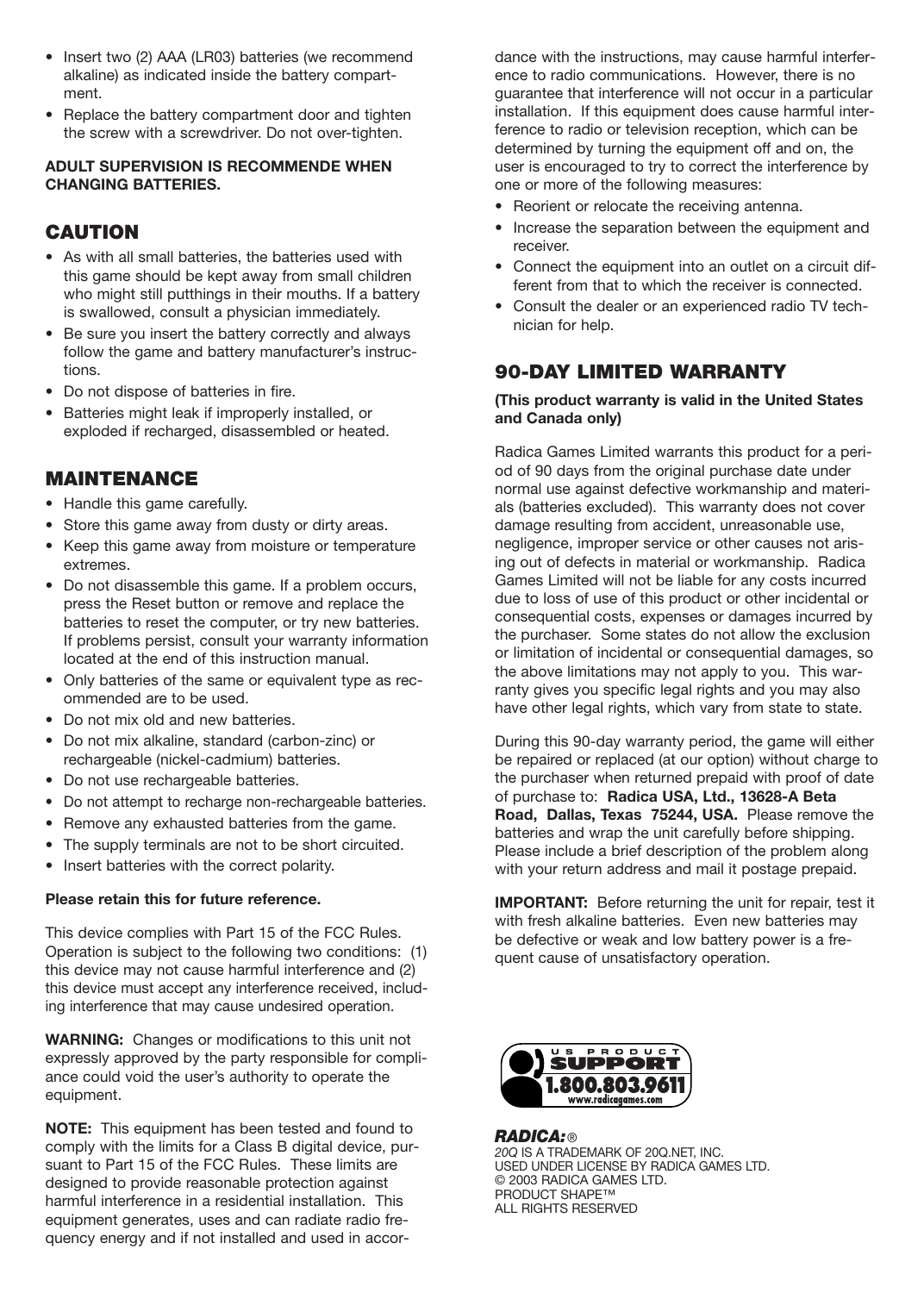- Insert two (2) AAA (LR03) batteries (we recommend alkaline) as indicated inside the battery compartment.
- Replace the battery compartment door and tighten the screw with a screwdriver. Do not over-tighten.

**ADULT SUPERVISION IS RECOMMENDE WHEN CHANGING BATTERIES.**

## CAUTION

- As with all small batteries, the batteries used with this game should be kept away from small children who might still putthings in their mouths. If a battery is swallowed, consult a physician immediately.
- Be sure you insert the battery correctly and always follow the game and battery manufacturer's instructions.
- Do not dispose of batteries in fire.
- Batteries might leak if improperly installed, or exploded if recharged, disassembled or heated.

## MAINTENANCE

- Handle this game carefully.
- Store this game away from dusty or dirty areas.
- Keep this game away from moisture or temperature extremes.
- Do not disassemble this game. If a problem occurs, press the Reset button or remove and replace the batteries to reset the computer, or try new batteries. If problems persist, consult your warranty information located at the end of this instruction manual.
- Only batteries of the same or equivalent type as recommended are to be used.
- Do not mix old and new batteries.
- Do not mix alkaline, standard (carbon-zinc) or rechargeable (nickel-cadmium) batteries.
- Do not use rechargeable batteries.
- Do not attempt to recharge non-rechargeable batteries.
- Remove any exhausted batteries from the game.
- The supply terminals are not to be short circuited.
- Insert batteries with the correct polarity.

**Please retain this for future reference.**

This device complies with Part 15 of the FCC Rules. Operation is subject to the following two conditions: (1) this device may not cause harmful interference and (2) this device must accept any interference received, including interference that may cause undesired operation.

**WARNING:** Changes or modifications to this unit not expressly approved by the party responsible for compliance could void the user's authority to operate the equipment.

**NOTE:** This equipment has been tested and found to comply with the limits for a Class B digital device, pursuant to Part 15 of the FCC Rules. These limits are designed to provide reasonable protection against harmful interference in a residential installation. This equipment generates, uses and can radiate radio frequency energy and if not installed and used in accordance with the instructions, may cause harmful interference to radio communications. However, there is no guarantee that interference will not occur in a particular installation. If this equipment does cause harmful interference to radio or television reception, which can be determined by turning the equipment off and on, the user is encouraged to try to correct the interference by one or more of the following measures:

- Reorient or relocate the receiving antenna.
- Increase the separation between the equipment and receiver.
- Connect the equipment into an outlet on a circuit different from that to which the receiver is connected.
- Consult the dealer or an experienced radio TV technician for help.

## 90-DAY LIMITED WARRANTY

**(This product warranty is valid in the United States and Canada only)**

Radica Games Limited warrants this product for a period of 90 days from the original purchase date under normal use against defective workmanship and materials (batteries excluded). This warranty does not cover damage resulting from accident, unreasonable use, negligence, improper service or other causes not arising out of defects in material or workmanship. Radica Games Limited will not be liable for any costs incurred due to loss of use of this product or other incidental or consequential costs, expenses or damages incurred by the purchaser. Some states do not allow the exclusion or limitation of incidental or consequential damages, so the above limitations may not apply to you. This warranty gives you specific legal rights and you may also have other legal rights, which vary from state to state.

During this 90-day warranty period, the game will either be repaired or replaced (at our option) without charge to the purchaser when returned prepaid with proof of date of purchase to: **Radica USA, Ltd., 13628-A Beta Road, Dallas, Texas 75244, USA.** Please remove the batteries and wrap the unit carefully before shipping. Please include a brief description of the problem along with your return address and mail it postage prepaid.

**IMPORTANT:** Before returning the unit for repair, test it with fresh alkaline batteries. Even new batteries may be defective or weak and low battery power is a frequent cause of unsatisfactory operation.

US PRODUCT SUPPORT
1.800.803.9611
www.radicagames.com

*RADICA:*®
*20Q* IS A TRADEMARK OF 20Q.NET, INC.
USED UNDER LICENSE BY RADICA GAMES LTD.
© 2003 RADICA GAMES LTD.
PRODUCT SHAPE™
ALL RIGHTS RESERVED